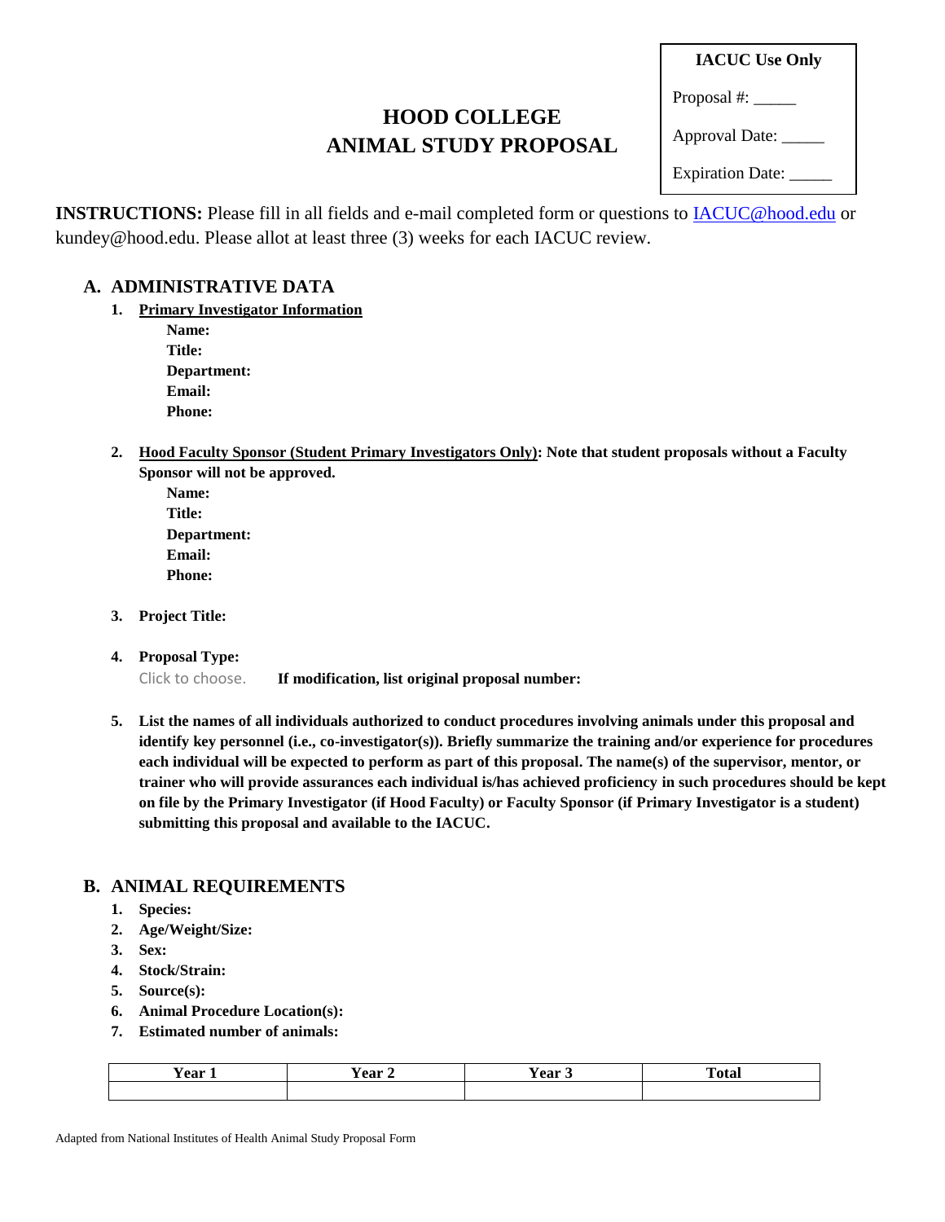| IACUC Use Only |
|---|
| Proposal #: _____ |
| Approval Date: _____ |
| Expiration Date: _____ |

# HOOD COLLEGE
# ANIMAL STUDY PROPOSAL

**INSTRUCTIONS:** Please fill in all fields and e-mail completed form or questions to IACUC@hood.edu or kundey@hood.edu. Please allot at least three (3) weeks for each IACUC review.

## A. ADMINISTRATIVE DATA

1. **Primary Investigator Information**
   - **Name:**
   - **Title:**
   - **Department:**
   - **Email:**
   - **Phone:**

2. **Hood Faculty Sponsor (Student Primary Investigators Only): Note that student proposals without a Faculty Sponsor will not be approved.**
   - **Name:**
   - **Title:**
   - **Department:**
   - **Email:**
   - **Phone:**

3. **Project Title:**

4. **Proposal Type:**
   Click to choose. **If modification, list original proposal number:**

5. **List the names of all individuals authorized to conduct procedures involving animals under this proposal and identify key personnel (i.e., co-investigator(s)). Briefly summarize the training and/or experience for procedures each individual will be expected to perform as part of this proposal. The name(s) of the supervisor, mentor, or trainer who will provide assurances each individual is/has achieved proficiency in such procedures should be kept on file by the Primary Investigator (if Hood Faculty) or Faculty Sponsor (if Primary Investigator is a student) submitting this proposal and available to the IACUC.**

## B. ANIMAL REQUIREMENTS

1. **Species:**
2. **Age/Weight/Size:**
3. **Sex:**
4. **Stock/Strain:**
5. **Source(s):**
6. **Animal Procedure Location(s):**
7. **Estimated number of animals:**

| Year 1 | Year 2 | Year 3 | Total |
|---|---|---|---|
| | | | |

Adapted from National Institutes of Health Animal Study Proposal Form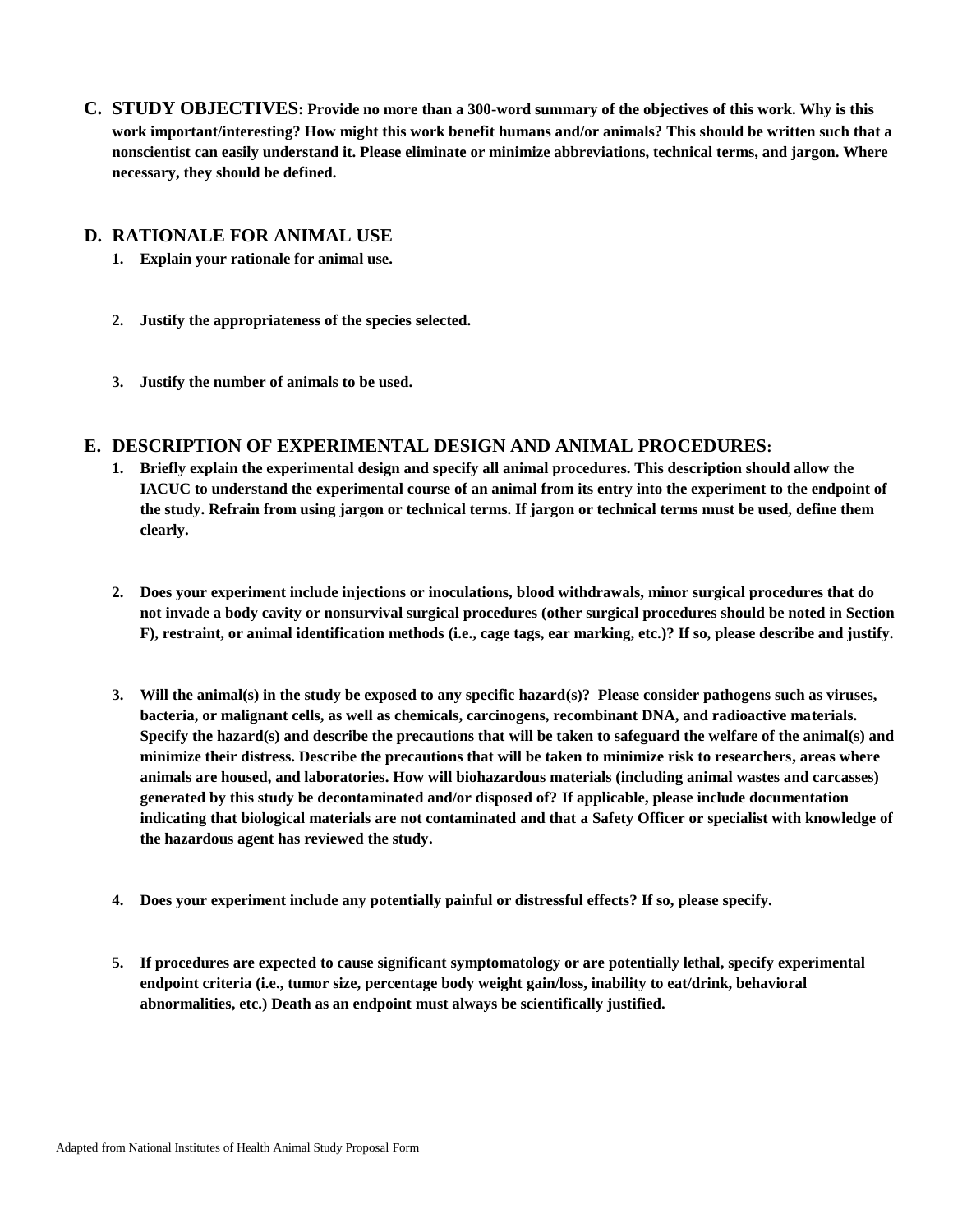## C. STUDY OBJECTIVES: Provide no more than a 300-word summary of the objectives of this work. Why is this work important/interesting? How might this work benefit humans and/or animals? This should be written such that a nonscientist can easily understand it. Please eliminate or minimize abbreviations, technical terms, and jargon. Where necessary, they should be defined.

## D. RATIONALE FOR ANIMAL USE

1. **Explain your rationale for animal use.**

2. **Justify the appropriateness of the species selected.**

3. **Justify the number of animals to be used.**

## E. DESCRIPTION OF EXPERIMENTAL DESIGN AND ANIMAL PROCEDURES:

1. **Briefly explain the experimental design and specify all animal procedures. This description should allow the IACUC to understand the experimental course of an animal from its entry into the experiment to the endpoint of the study. Refrain from using jargon or technical terms. If jargon or technical terms must be used, define them clearly.**

2. **Does your experiment include injections or inoculations, blood withdrawals, minor surgical procedures that do not invade a body cavity or nonsurvival surgical procedures (other surgical procedures should be noted in Section F), restraint, or animal identification methods (i.e., cage tags, ear marking, etc.)? If so, please describe and justify.**

3. **Will the animal(s) in the study be exposed to any specific hazard(s)? Please consider pathogens such as viruses, bacteria, or malignant cells, as well as chemicals, carcinogens, recombinant DNA, and radioactive materials. Specify the hazard(s) and describe the precautions that will be taken to safeguard the welfare of the animal(s) and minimize their distress. Describe the precautions that will be taken to minimize risk to researchers, areas where animals are housed, and laboratories. How will biohazardous materials (including animal wastes and carcasses) generated by this study be decontaminated and/or disposed of? If applicable, please include documentation indicating that biological materials are not contaminated and that a Safety Officer or specialist with knowledge of the hazardous agent has reviewed the study.**

4. **Does your experiment include any potentially painful or distressful effects? If so, please specify.**

5. **If procedures are expected to cause significant symptomatology or are potentially lethal, specify experimental endpoint criteria (i.e., tumor size, percentage body weight gain/loss, inability to eat/drink, behavioral abnormalities, etc.) Death as an endpoint must always be scientifically justified.**

Adapted from National Institutes of Health Animal Study Proposal Form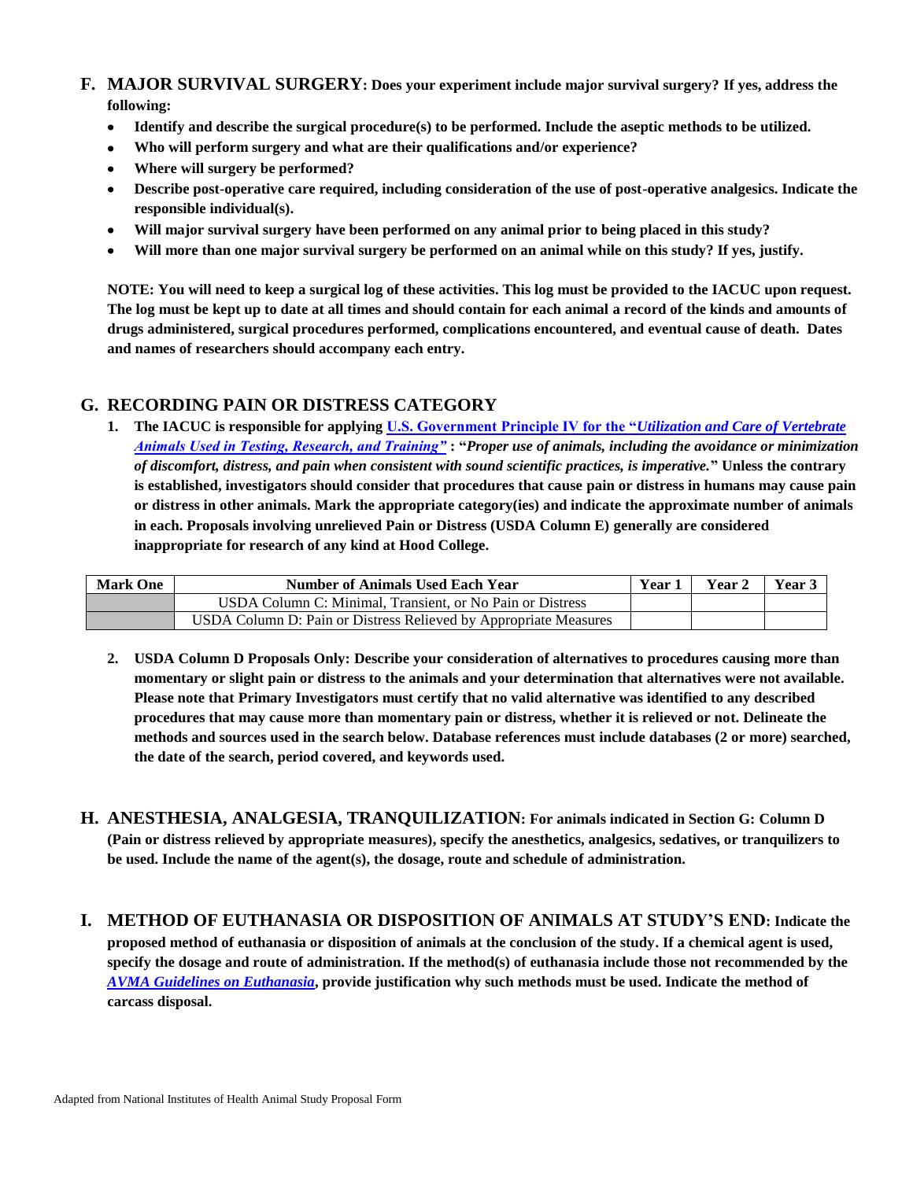## F. MAJOR SURVIVAL SURGERY: Does your experiment include major survival surgery? If yes, address the following:

- **Identify and describe the surgical procedure(s) to be performed. Include the aseptic methods to be utilized.**
- **Who will perform surgery and what are their qualifications and/or experience?**
- **Where will surgery be performed?**
- **Describe post-operative care required, including consideration of the use of post-operative analgesics. Indicate the responsible individual(s).**
- **Will major survival surgery have been performed on any animal prior to being placed in this study?**
- **Will more than one major survival surgery be performed on an animal while on this study? If yes, justify.**

**NOTE: You will need to keep a surgical log of these activities. This log must be provided to the IACUC upon request. The log must be kept up to date at all times and should contain for each animal a record of the kinds and amounts of drugs administered, surgical procedures performed, complications encountered, and eventual cause of death. Dates and names of researchers should accompany each entry.**

## G. RECORDING PAIN OR DISTRESS CATEGORY

1. **The IACUC is responsible for applying [U.S. Government Principle IV for the "*Utilization and Care of Vertebrate Animals Used in Testing, Research, and Training*"](#) : "*Proper use of animals, including the avoidance or minimization of discomfort, distress, and pain when consistent with sound scientific practices, is imperative.*" Unless the contrary is established, investigators should consider that procedures that cause pain or distress in humans may cause pain or distress in other animals. Mark the appropriate category(ies) and indicate the approximate number of animals in each. Proposals involving unrelieved Pain or Distress (USDA Column E) generally are considered inappropriate for research of any kind at Hood College.**

| Mark One | Number of Animals Used Each Year | Year 1 | Year 2 | Year 3 |
|---|---|---|---|---|
| | USDA Column C: Minimal, Transient, or No Pain or Distress | | | |
| | USDA Column D: Pain or Distress Relieved by Appropriate Measures | | | |

2. **USDA Column D Proposals Only: Describe your consideration of alternatives to procedures causing more than momentary or slight pain or distress to the animals and your determination that alternatives were not available. Please note that Primary Investigators must certify that no valid alternative was identified to any described procedures that may cause more than momentary pain or distress, whether it is relieved or not. Delineate the methods and sources used in the search below. Database references must include databases (2 or more) searched, the date of the search, period covered, and keywords used.**

## H. ANESTHESIA, ANALGESIA, TRANQUILIZATION: For animals indicated in Section G: Column D (Pain or distress relieved by appropriate measures), specify the anesthetics, analgesics, sedatives, or tranquilizers to be used. Include the name of the agent(s), the dosage, route and schedule of administration.

## I. METHOD OF EUTHANASIA OR DISPOSITION OF ANIMALS AT STUDY'S END: Indicate the proposed method of euthanasia or disposition of animals at the conclusion of the study. If a chemical agent is used, specify the dosage and route of administration. If the method(s) of euthanasia include those not recommended by the [*AVMA Guidelines on Euthanasia*](#), provide justification why such methods must be used. Indicate the method of carcass disposal.

Adapted from National Institutes of Health Animal Study Proposal Form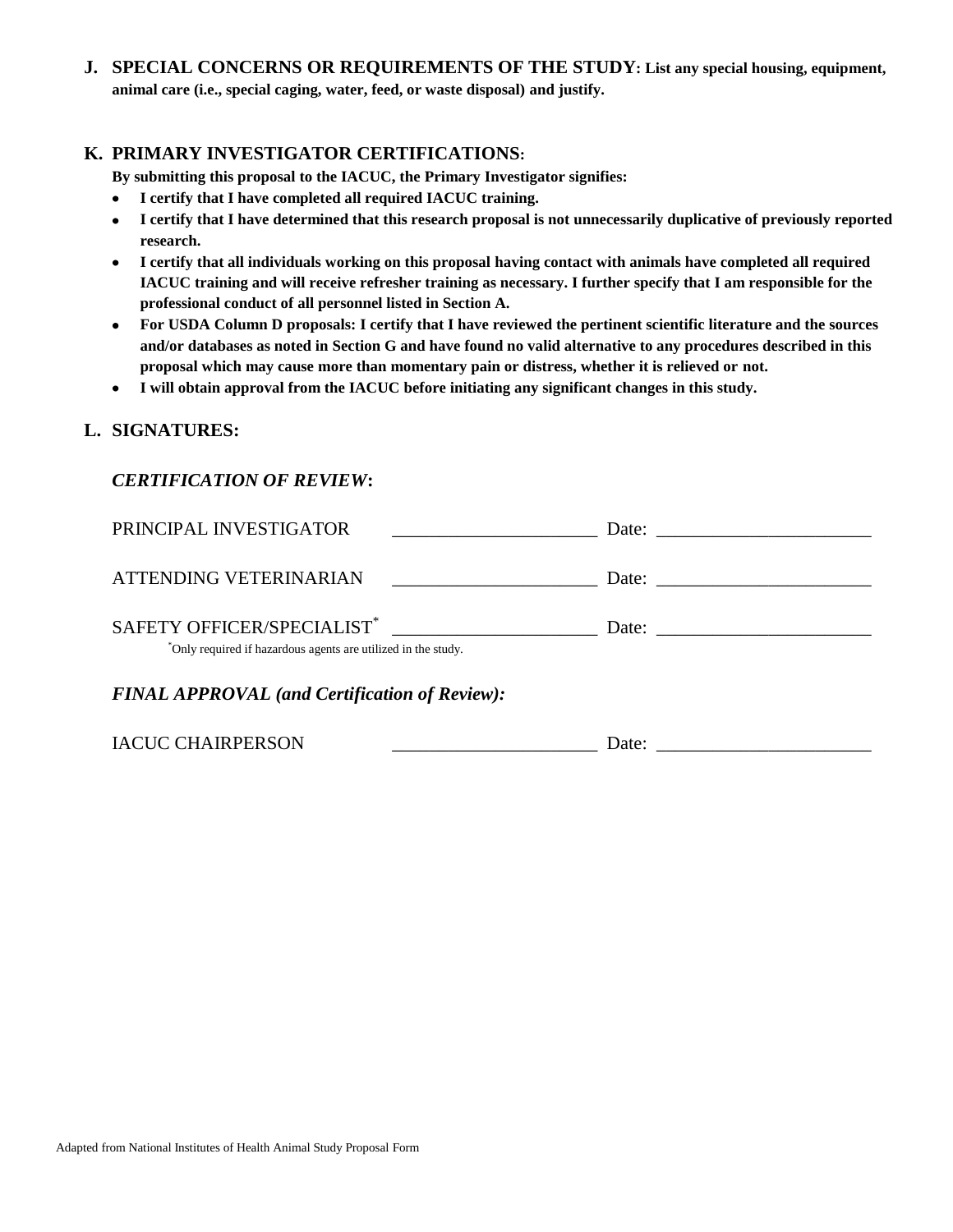## J. SPECIAL CONCERNS OR REQUIREMENTS OF THE STUDY: List any special housing, equipment, animal care (i.e., special caging, water, feed, or waste disposal) and justify.

## K. PRIMARY INVESTIGATOR CERTIFICATIONS:

**By submitting this proposal to the IACUC, the Primary Investigator signifies:**

- **I certify that I have completed all required IACUC training.**
- **I certify that I have determined that this research proposal is not unnecessarily duplicative of previously reported research.**
- **I certify that all individuals working on this proposal having contact with animals have completed all required IACUC training and will receive refresher training as necessary. I further specify that I am responsible for the professional conduct of all personnel listed in Section A.**
- **For USDA Column D proposals: I certify that I have reviewed the pertinent scientific literature and the sources and/or databases as noted in Section G and have found no valid alternative to any procedures described in this proposal which may cause more than momentary pain or distress, whether it is relieved or not.**
- **I will obtain approval from the IACUC before initiating any significant changes in this study.**

## L. SIGNATURES:

### *CERTIFICATION OF REVIEW*:

PRINCIPAL INVESTIGATOR ______________________ Date: _______________________

ATTENDING VETERINARIAN ______________________ Date: _______________________

SAFETY OFFICER/SPECIALIST* ______________________ Date: _______________________

*Only required if hazardous agents are utilized in the study.

### *FINAL APPROVAL (and Certification of Review):*

IACUC CHAIRPERSON ______________________ Date: _______________________

Adapted from National Institutes of Health Animal Study Proposal Form